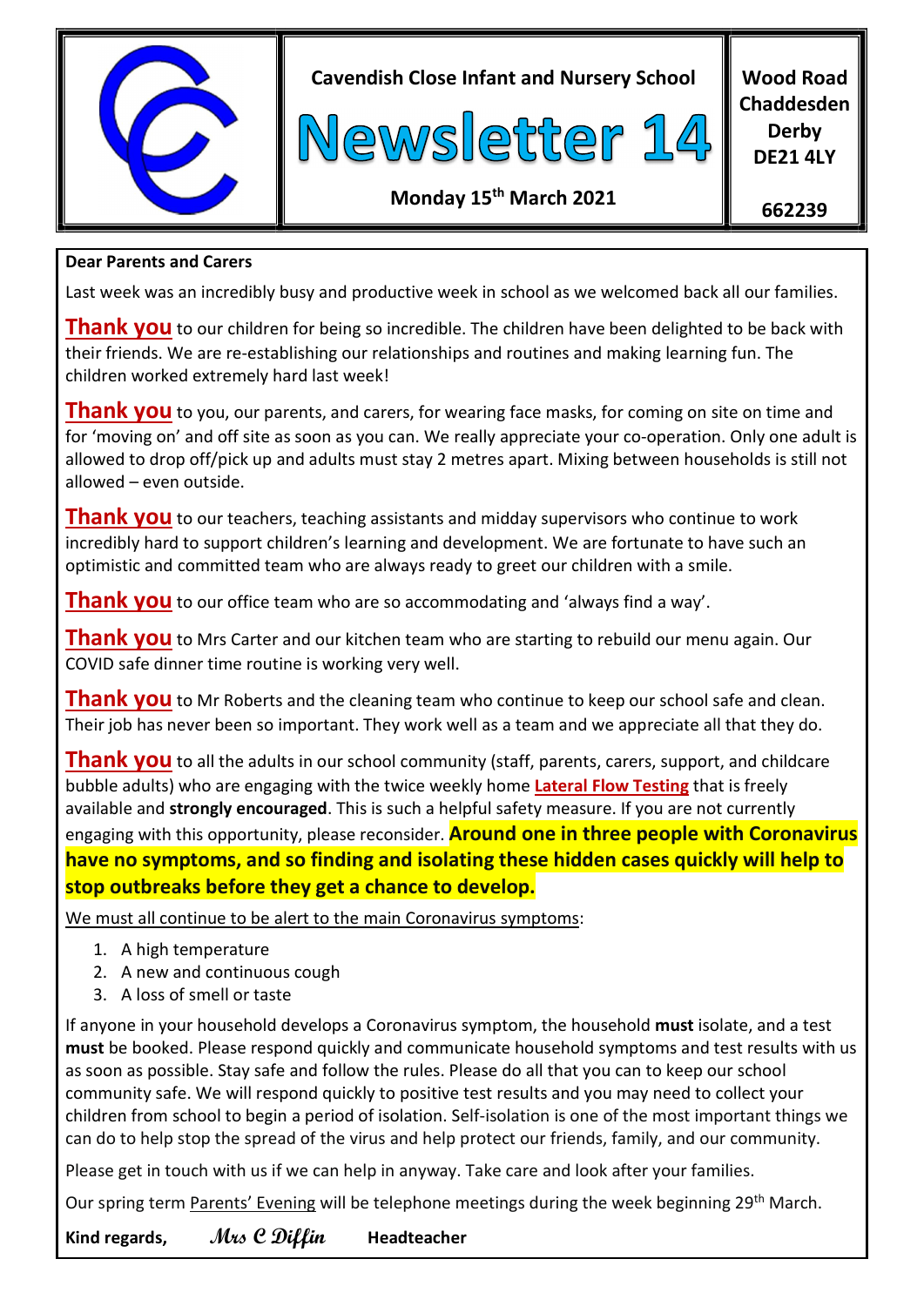Cavendish Close Infant and Nursery School

# Newsletter 14

**Monday 15th March 2021**

**Wood Road
Chaddesden
Derby
DE21 4LY**

**662239**

**Dear Parents and Carers**

Last week was an incredibly busy and productive week in school as we welcomed back all our families.

**Thank you** to our children for being so incredible. The children have been delighted to be back with their friends. We are re-establishing our relationships and routines and making learning fun. The children worked extremely hard last week!

**Thank you** to you, our parents, and carers, for wearing face masks, for coming on site on time and for 'moving on' and off site as soon as you can. We really appreciate your co-operation. Only one adult is allowed to drop off/pick up and adults must stay 2 metres apart. Mixing between households is still not allowed – even outside.

**Thank you** to our teachers, teaching assistants and midday supervisors who continue to work incredibly hard to support children's learning and development. We are fortunate to have such an optimistic and committed team who are always ready to greet our children with a smile.

**Thank you** to our office team who are so accommodating and 'always find a way'.

**Thank you** to Mrs Carter and our kitchen team who are starting to rebuild our menu again. Our COVID safe dinner time routine is working very well.

**Thank you** to Mr Roberts and the cleaning team who continue to keep our school safe and clean. Their job has never been so important. They work well as a team and we appreciate all that they do.

**Thank you** to all the adults in our school community (staff, parents, carers, support, and childcare bubble adults) who are engaging with the twice weekly home **Lateral Flow Testing** that is freely available and **strongly encouraged**. This is such a helpful safety measure. If you are not currently engaging with this opportunity, please reconsider. **Around one in three people with Coronavirus have no symptoms, and so finding and isolating these hidden cases quickly will help to stop outbreaks before they get a chance to develop.**

We must all continue to be alert to the main Coronavirus symptoms:

1. A high temperature
2. A new and continuous cough
3. A loss of smell or taste

If anyone in your household develops a Coronavirus symptom, the household **must** isolate, and a test **must** be booked. Please respond quickly and communicate household symptoms and test results with us as soon as possible. Stay safe and follow the rules. Please do all that you can to keep our school community safe. We will respond quickly to positive test results and you may need to collect your children from school to begin a period of isolation. Self-isolation is one of the most important things we can do to help stop the spread of the virus and help protect our friends, family, and our community.

Please get in touch with us if we can help in anyway. Take care and look after your families.

Our spring term Parents' Evening will be telephone meetings during the week beginning 29th March.

**Kind regards,** *Mrs C Diffin* **Headteacher**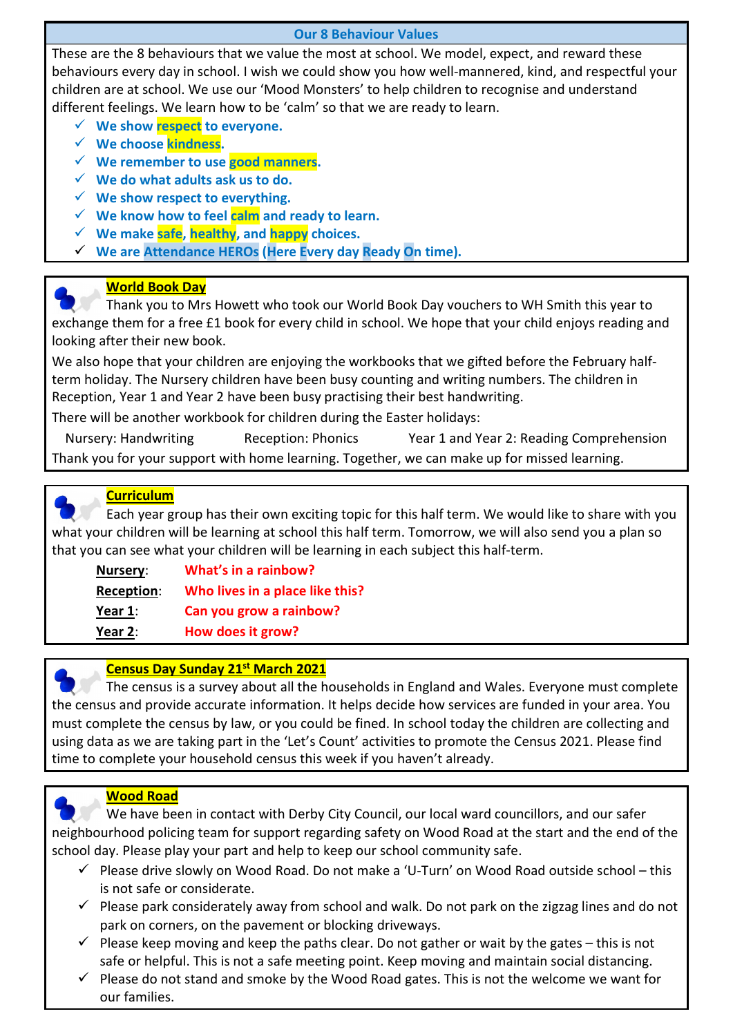## Our 8 Behaviour Values

These are the 8 behaviours that we value the most at school. We model, expect, and reward these behaviours every day in school. I wish we could show you how well-mannered, kind, and respectful your children are at school. We use our 'Mood Monsters' to help children to recognise and understand different feelings. We learn how to be 'calm' so that we are ready to learn.

- ✓ **We show respect to everyone.**
- ✓ **We choose kindness.**
- ✓ **We remember to use good manners.**
- ✓ **We do what adults ask us to do.**
- ✓ **We show respect to everything.**
- ✓ **We know how to feel calm and ready to learn.**
- ✓ **We make safe, healthy, and happy choices.**
- ✓ **We are Attendance HEROs (Here Every day Ready On time).**

## World Book Day

Thank you to Mrs Howett who took our World Book Day vouchers to WH Smith this year to exchange them for a free £1 book for every child in school. We hope that your child enjoys reading and looking after their new book.

We also hope that your children are enjoying the workbooks that we gifted before the February half-term holiday. The Nursery children have been busy counting and writing numbers. The children in Reception, Year 1 and Year 2 have been busy practising their best handwriting.

There will be another workbook for children during the Easter holidays:

Nursery: Handwriting    Reception: Phonics    Year 1 and Year 2: Reading Comprehension

Thank you for your support with home learning. Together, we can make up for missed learning.

## Curriculum

Each year group has their own exciting topic for this half term. We would like to share with you what your children will be learning at school this half term. Tomorrow, we will also send you a plan so that you can see what your children will be learning in each subject this half-term.

- **Nursery**: **What's in a rainbow?**
- **Reception**: **Who lives in a place like this?**
- **Year 1**: **Can you grow a rainbow?**
- **Year 2**: **How does it grow?**

## Census Day Sunday 21st March 2021

The census is a survey about all the households in England and Wales. Everyone must complete the census and provide accurate information. It helps decide how services are funded in your area. You must complete the census by law, or you could be fined. In school today the children are collecting and using data as we are taking part in the 'Let's Count' activities to promote the Census 2021. Please find time to complete your household census this week if you haven't already.

## Wood Road

We have been in contact with Derby City Council, our local ward councillors, and our safer neighbourhood policing team for support regarding safety on Wood Road at the start and the end of the school day. Please play your part and help to keep our school community safe.

- ✓ Please drive slowly on Wood Road. Do not make a 'U-Turn' on Wood Road outside school – this is not safe or considerate.
- ✓ Please park considerately away from school and walk. Do not park on the zigzag lines and do not park on corners, on the pavement or blocking driveways.
- ✓ Please keep moving and keep the paths clear. Do not gather or wait by the gates – this is not safe or helpful. This is not a safe meeting point. Keep moving and maintain social distancing.
- ✓ Please do not stand and smoke by the Wood Road gates. This is not the welcome we want for our families.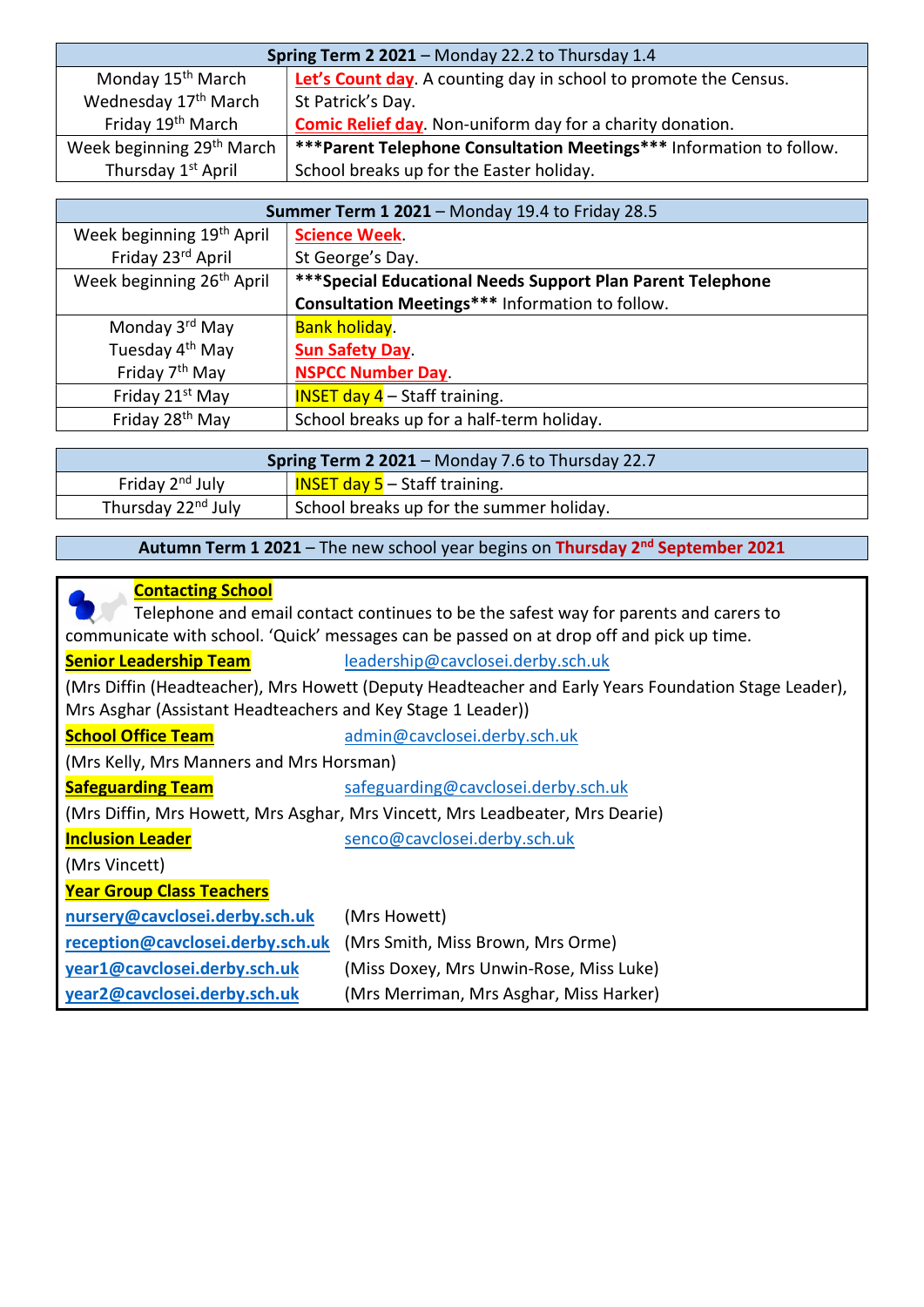| **Spring Term 2 2021** – Monday 22.2 to Thursday 1.4 | |
|---|---|
| Monday 15th March<br>Wednesday 17th March<br>Friday 19th March | **Let's Count day**. A counting day in school to promote the Census.<br>St Patrick's Day.<br>**Comic Relief day**. Non-uniform day for a charity donation. |
| Week beginning 29th March<br>Thursday 1st April | **\*\*\*Parent Telephone Consultation Meetings\*\*\*** Information to follow.<br>School breaks up for the Easter holiday. |

| **Summer Term 1 2021** – Monday 19.4 to Friday 28.5 | |
|---|---|
| Week beginning 19th April<br>Friday 23rd April | **Science Week**.<br>St George's Day. |
| Week beginning 26th April | **\*\*\*Special Educational Needs Support Plan Parent Telephone Consultation Meetings\*\*\*** Information to follow. |
| Monday 3rd May<br>Tuesday 4th May<br>Friday 7th May | Bank holiday.<br>**Sun Safety Day**.<br>**NSPCC Number Day**. |
| Friday 21st May | INSET day 4 – Staff training. |
| Friday 28th May | School breaks up for a half-term holiday. |

| **Spring Term 2 2021** – Monday 7.6 to Thursday 22.7 | |
|---|---|
| Friday 2nd July | INSET day 5 – Staff training. |
| Thursday 22nd July | School breaks up for the summer holiday. |

**Autumn Term 1 2021** – The new school year begins on **Thursday 2nd September 2021**

**Contacting School**

Telephone and email contact continues to be the safest way for parents and carers to communicate with school. 'Quick' messages can be passed on at drop off and pick up time.

**Senior Leadership Team** leadership@cavclosei.derby.sch.uk

(Mrs Diffin (Headteacher), Mrs Howett (Deputy Headteacher and Early Years Foundation Stage Leader), Mrs Asghar (Assistant Headteachers and Key Stage 1 Leader))

**School Office Team** admin@cavclosei.derby.sch.uk

(Mrs Kelly, Mrs Manners and Mrs Horsman)

**Safeguarding Team** safeguarding@cavclosei.derby.sch.uk

(Mrs Diffin, Mrs Howett, Mrs Asghar, Mrs Vincett, Mrs Leadbeater, Mrs Dearie)

**Inclusion Leader** senco@cavclosei.derby.sch.uk

(Mrs Vincett)

**Year Group Class Teachers**

**nursery@cavclosei.derby.sch.uk** (Mrs Howett)

**reception@cavclosei.derby.sch.uk** (Mrs Smith, Miss Brown, Mrs Orme)

**year1@cavclosei.derby.sch.uk** (Miss Doxey, Mrs Unwin-Rose, Miss Luke)

**year2@cavclosei.derby.sch.uk** (Mrs Merriman, Mrs Asghar, Miss Harker)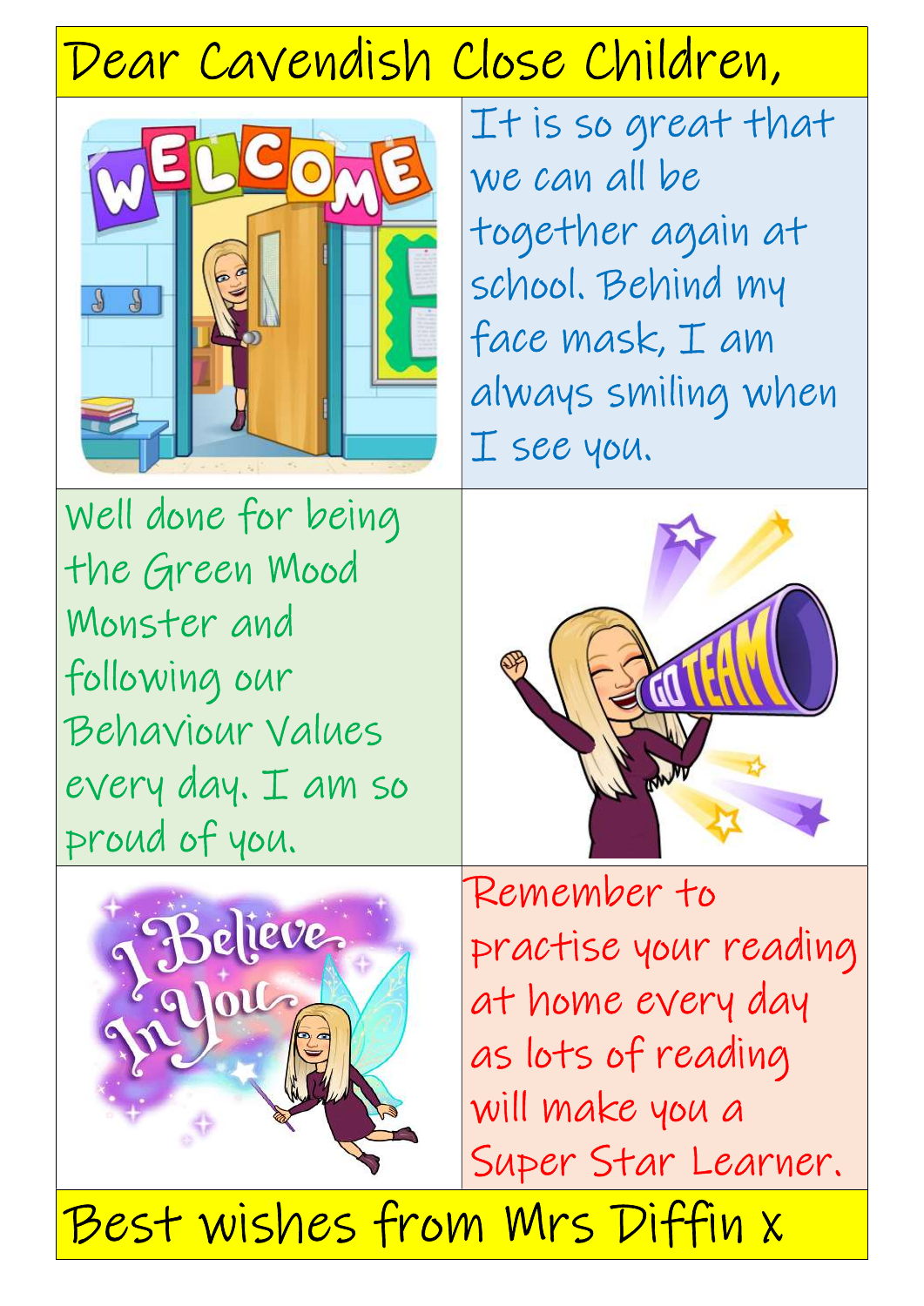Dear Cavendish Close Children,

It is so great that we can all be together again at school. Behind my face mask, I am always smiling when I see you.

Well done for being the Green Mood Monster and following our Behaviour Values every day. I am so proud of you.

Remember to practise your reading at home every day as lots of reading will make you a Super Star Learner.

Best wishes from Mrs Diffin x